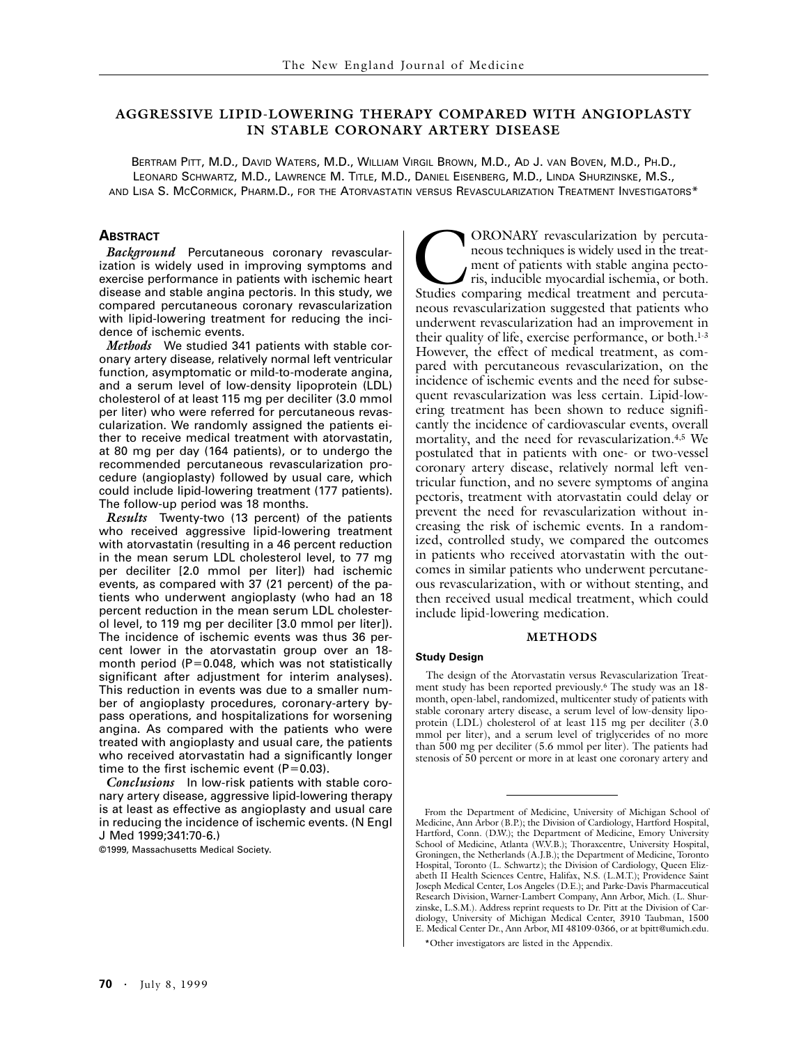# AGGRESSIVE LIPID-LOWERING THERAPY COMPARED WITH ANGIOPLASTY IN STABLE CORONARY ARTERY DISEASE

BERTRAM PITT, M.D., DAVID WATERS, M.D., WILLIAM VIRGIL BROWN, M.D., AD J. VAN BOVEN, M.D., PH.D., LEONARD SCHWARTZ, M.D., LAWRENCE M. TITLE, M.D., DANIEL EISENBERG, M.D., LINDA SHURZINSKE, M.S., AND LISA S. MCCORMICK, PHARM.D., FOR THE ATORVASTATIN VERSUS REVASCULARIZATION TREATMENT INVESTIGATORS*

## ABSTRACT

*Background* Percutaneous coronary revascularization is widely used in improving symptoms and exercise performance in patients with ischemic heart disease and stable angina pectoris. In this study, we compared percutaneous coronary revascularization with lipid-lowering treatment for reducing the incidence of ischemic events.

*Methods* We studied 341 patients with stable coronary artery disease, relatively normal left ventricular function, asymptomatic or mild-to-moderate angina, and a serum level of low-density lipoprotein (LDL) cholesterol of at least 115 mg per deciliter (3.0 mmol per liter) who were referred for percutaneous revascularization. We randomly assigned the patients either to receive medical treatment with atorvastatin, at 80 mg per day (164 patients), or to undergo the recommended percutaneous revascularization procedure (angioplasty) followed by usual care, which could include lipid-lowering treatment (177 patients). The follow-up period was 18 months.

*Results* Twenty-two (13 percent) of the patients who received aggressive lipid-lowering treatment with atorvastatin (resulting in a 46 percent reduction in the mean serum LDL cholesterol level, to 77 mg per deciliter [2.0 mmol per liter]) had ischemic events, as compared with 37 (21 percent) of the patients who underwent angioplasty (who had an 18 percent reduction in the mean serum LDL cholesterol level, to 119 mg per deciliter [3.0 mmol per liter]). The incidence of ischemic events was thus 36 percent lower in the atorvastatin group over an 18-month period (P=0.048, which was not statistically significant after adjustment for interim analyses). This reduction in events was due to a smaller number of angioplasty procedures, coronary-artery bypass operations, and hospitalizations for worsening angina. As compared with the patients who were treated with angioplasty and usual care, the patients who received atorvastatin had a significantly longer time to the first ischemic event (P=0.03).

*Conclusions* In low-risk patients with stable coronary artery disease, aggressive lipid-lowering therapy is at least as effective as angioplasty and usual care in reducing the incidence of ischemic events. (N Engl J Med 1999;341:70-6.)

©1999, Massachusetts Medical Society.

CORONARY revascularization by percutaneous techniques is widely used in the treatment of patients with stable angina pectoris, inducible myocardial ischemia, or both. Studies comparing medical treatment and percutaneous revascularization suggested that patients who underwent revascularization had an improvement in their quality of life, exercise performance, or both.[1-3] However, the effect of medical treatment, as compared with percutaneous revascularization, on the incidence of ischemic events and the need for subsequent revascularization was less certain. Lipid-lowering treatment has been shown to reduce significantly the incidence of cardiovascular events, overall mortality, and the need for revascularization.[4,5] We postulated that in patients with one- or two-vessel coronary artery disease, relatively normal left ventricular function, and no severe symptoms of angina pectoris, treatment with atorvastatin could delay or prevent the need for revascularization without increasing the risk of ischemic events. In a randomized, controlled study, we compared the outcomes in patients who received atorvastatin with the outcomes in similar patients who underwent percutaneous revascularization, with or without stenting, and then received usual medical treatment, which could include lipid-lowering medication.

## METHODS

### Study Design

The design of the Atorvastatin versus Revascularization Treatment study has been reported previously.[6] The study was an 18-month, open-label, randomized, multicenter study of patients with stable coronary artery disease, a serum level of low-density lipoprotein (LDL) cholesterol of at least 115 mg per deciliter (3.0 mmol per liter), and a serum level of triglycerides of no more than 500 mg per deciliter (5.6 mmol per liter). The patients had stenosis of 50 percent or more in at least one coronary artery and

From the Department of Medicine, University of Michigan School of Medicine, Ann Arbor (B.P.); the Division of Cardiology, Hartford Hospital, Hartford, Conn. (D.W.); the Department of Medicine, Emory University School of Medicine, Atlanta (W.V.B.); Thoraxcentre, University Hospital, Groningen, the Netherlands (A.J.B.); the Department of Medicine, Toronto Hospital, Toronto (L. Schwartz); the Division of Cardiology, Queen Elizabeth II Health Sciences Centre, Halifax, N.S. (L.M.T.); Providence Saint Joseph Medical Center, Los Angeles (D.E.); and Parke-Davis Pharmaceutical Research Division, Warner-Lambert Company, Ann Arbor, Mich. (L. Shurzinske, L.S.M.). Address reprint requests to Dr. Pitt at the Division of Cardiology, University of Michigan Medical Center, 3910 Taubman, 1500 E. Medical Center Dr., Ann Arbor, MI 48109-0366, or at bpitt@umich.edu.

*Other investigators are listed in the Appendix.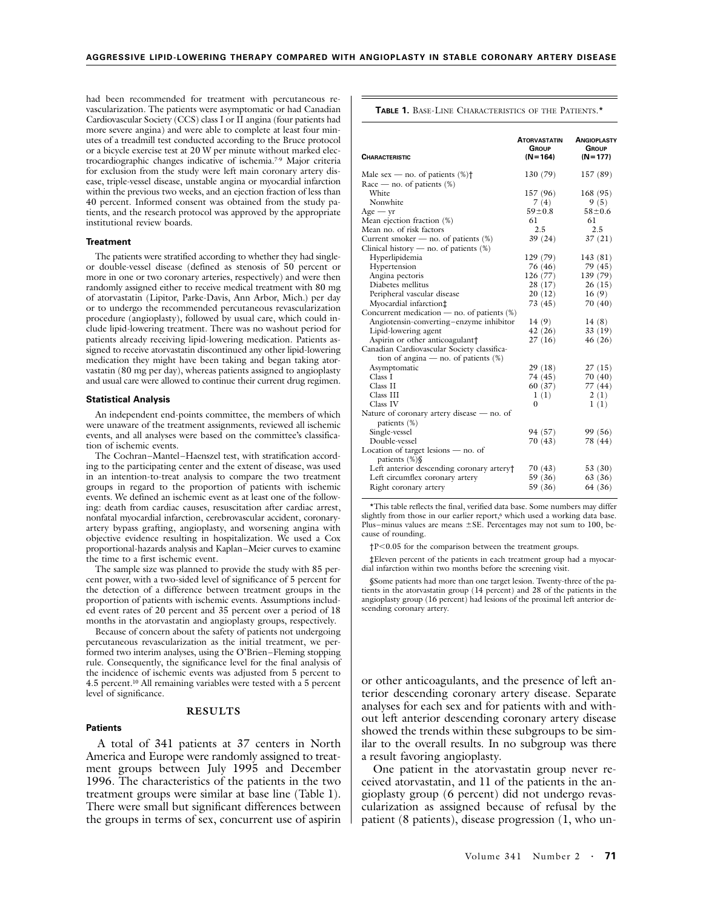had been recommended for treatment with percutaneous revascularization. The patients were asymptomatic or had Canadian Cardiovascular Society (CCS) class I or II angina (four patients had more severe angina) and were able to complete at least four minutes of a treadmill test conducted according to the Bruce protocol or a bicycle exercise test at 20 W per minute without marked electrocardiographic changes indicative of ischemia.[7-9] Major criteria for exclusion from the study were left main coronary artery disease, triple-vessel disease, unstable angina or myocardial infarction within the previous two weeks, and an ejection fraction of less than 40 percent. Informed consent was obtained from the study patients, and the research protocol was approved by the appropriate institutional review boards.

### Treatment

The patients were stratified according to whether they had single- or double-vessel disease (defined as stenosis of 50 percent or more in one or two coronary arteries, respectively) and were then randomly assigned either to receive medical treatment with 80 mg of atorvastatin (Lipitor, Parke-Davis, Ann Arbor, Mich.) per day or to undergo the recommended percutaneous revascularization procedure (angioplasty), followed by usual care, which could include lipid-lowering treatment. There was no washout period for patients already receiving lipid-lowering medication. Patients assigned to receive atorvastatin discontinued any other lipid-lowering medication they might have been taking and began taking atorvastatin (80 mg per day), whereas patients assigned to angioplasty and usual care were allowed to continue their current drug regimen.

### Statistical Analysis

An independent end-points committee, the members of which were unaware of the treatment assignments, reviewed all ischemic events, and all analyses were based on the committee's classification of ischemic events.

The Cochran–Mantel–Haenszel test, with stratification according to the participating center and the extent of disease, was used in an intention-to-treat analysis to compare the two treatment groups in regard to the proportion of patients with ischemic events. We defined an ischemic event as at least one of the following: death from cardiac causes, resuscitation after cardiac arrest, nonfatal myocardial infarction, cerebrovascular accident, coronary-artery bypass grafting, angioplasty, and worsening angina with objective evidence resulting in hospitalization. We used a Cox proportional-hazards analysis and Kaplan–Meier curves to examine the time to a first ischemic event.

The sample size was planned to provide the study with 85 percent power, with a two-sided level of significance of 5 percent for the detection of a difference between treatment groups in the proportion of patients with ischemic events. Assumptions included event rates of 20 percent and 35 percent over a period of 18 months in the atorvastatin and angioplasty groups, respectively.

Because of concern about the safety of patients not undergoing percutaneous revascularization as the initial treatment, we performed two interim analyses, using the O'Brien–Fleming stopping rule. Consequently, the significance level for the final analysis of the incidence of ischemic events was adjusted from 5 percent to 4.5 percent.[10] All remaining variables were tested with a 5 percent level of significance.

## RESULTS

### Patients

A total of 341 patients at 37 centers in North America and Europe were randomly assigned to treatment groups between July 1995 and December 1996. The characteristics of the patients in the two treatment groups were similar at base line (Table 1). There were small but significant differences between the groups in terms of sex, concurrent use of aspirin or other anticoagulants, and the presence of left anterior descending coronary artery disease. Separate analyses for each sex and for patients with and without left anterior descending coronary artery disease showed the trends within these subgroups to be similar to the overall results. In no subgroup was there a result favoring angioplasty.

One patient in the atorvastatin group never received atorvastatin, and 11 of the patients in the angioplasty group (6 percent) did not undergo revascularization as assigned because of refusal by the patient (8 patients), disease progression (1, who un-

**TABLE 1.** BASE-LINE CHARACTERISTICS OF THE PATIENTS.*

| CHARACTERISTIC | ATORVASTATIN GROUP (N=164) | ANGIOPLASTY GROUP (N=177) |
|---|---|---|
| Male sex — no. of patients (%)† | 130 (79) | 157 (89) |
| Race — no. of patients (%) | | |
| White | 157 (96) | 168 (95) |
| Nonwhite | 7 (4) | 9 (5) |
| Age — yr | 59±0.8 | 58±0.6 |
| Mean ejection fraction (%) | 61 | 61 |
| Mean no. of risk factors | 2.5 | 2.5 |
| Current smoker — no. of patients (%) | 39 (24) | 37 (21) |
| Clinical history — no. of patients (%) | | |
| Hyperlipidemia | 129 (79) | 143 (81) |
| Hypertension | 76 (46) | 79 (45) |
| Angina pectoris | 126 (77) | 139 (79) |
| Diabetes mellitus | 28 (17) | 26 (15) |
| Peripheral vascular disease | 20 (12) | 16 (9) |
| Myocardial infarction‡ | 73 (45) | 70 (40) |
| Concurrent medication — no. of patients (%) | | |
| Angiotensin-converting–enzyme inhibitor | 14 (9) | 14 (8) |
| Lipid-lowering agent | 42 (26) | 33 (19) |
| Aspirin or other anticoagulant† | 27 (16) | 46 (26) |
| Canadian Cardiovascular Society classification of angina — no. of patients (%) | | |
| Asymptomatic | 29 (18) | 27 (15) |
| Class I | 74 (45) | 70 (40) |
| Class II | 60 (37) | 77 (44) |
| Class III | 1 (1) | 2 (1) |
| Class IV | 0 | 1 (1) |
| Nature of coronary artery disease — no. of patients (%) | | |
| Single-vessel | 94 (57) | 99 (56) |
| Double-vessel | 70 (43) | 78 (44) |
| Location of target lesions — no. of patients (%)§ | | |
| Left anterior descending coronary artery† | 70 (43) | 53 (30) |
| Left circumflex coronary artery | 59 (36) | 63 (36) |
| Right coronary artery | 59 (36) | 64 (36) |

*This table reflects the final, verified data base. Some numbers may differ slightly from those in our earlier report,[6] which used a working data base. Plus–minus values are means ±SE. Percentages may not sum to 100, because of rounding.

†P<0.05 for the comparison between the treatment groups.

‡Eleven percent of the patients in each treatment group had a myocardial infarction within two months before the screening visit.

§Some patients had more than one target lesion. Twenty-three of the patients in the atorvastatin group (14 percent) and 28 of the patients in the angioplasty group (16 percent) had lesions of the proximal left anterior descending coronary artery.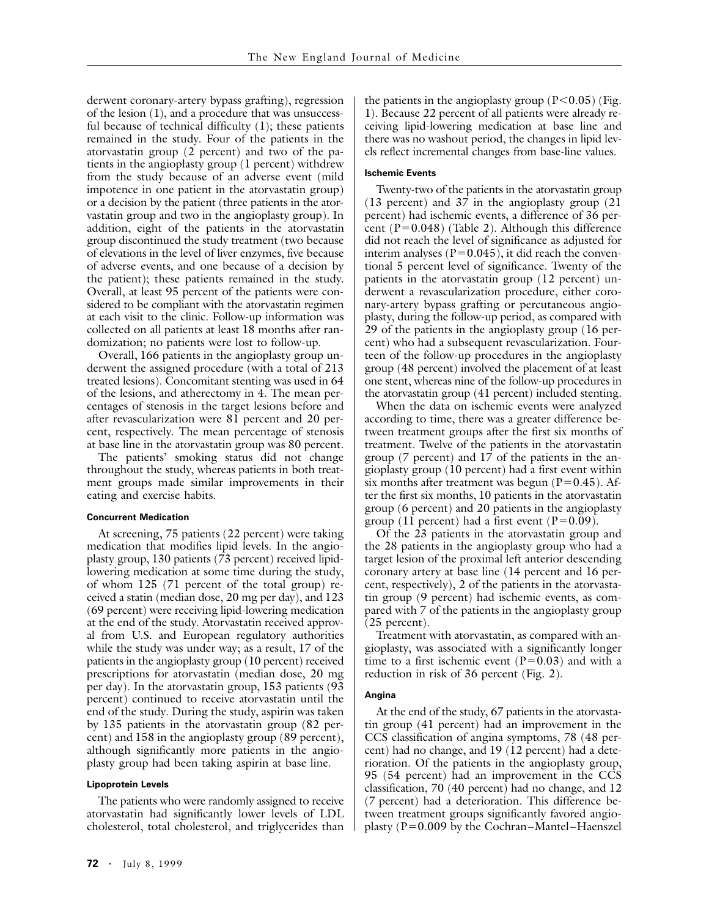derwent coronary-artery bypass grafting), regression of the lesion (1), and a procedure that was unsuccessful because of technical difficulty (1); these patients remained in the study. Four of the patients in the atorvastatin group (2 percent) and two of the patients in the angioplasty group (1 percent) withdrew from the study because of an adverse event (mild impotence in one patient in the atorvastatin group) or a decision by the patient (three patients in the atorvastatin group and two in the angioplasty group). In addition, eight of the patients in the atorvastatin group discontinued the study treatment (two because of elevations in the level of liver enzymes, five because of adverse events, and one because of a decision by the patient); these patients remained in the study. Overall, at least 95 percent of the patients were considered to be compliant with the atorvastatin regimen at each visit to the clinic. Follow-up information was collected on all patients at least 18 months after randomization; no patients were lost to follow-up.

Overall, 166 patients in the angioplasty group underwent the assigned procedure (with a total of 213 treated lesions). Concomitant stenting was used in 64 of the lesions, and atherectomy in 4. The mean percentages of stenosis in the target lesions before and after revascularization were 81 percent and 20 percent, respectively. The mean percentage of stenosis at base line in the atorvastatin group was 80 percent.

The patients' smoking status did not change throughout the study, whereas patients in both treatment groups made similar improvements in their eating and exercise habits.

#### Concurrent Medication

At screening, 75 patients (22 percent) were taking medication that modifies lipid levels. In the angioplasty group, 130 patients (73 percent) received lipid-lowering medication at some time during the study, of whom 125 (71 percent of the total group) received a statin (median dose, 20 mg per day), and 123 (69 percent) were receiving lipid-lowering medication at the end of the study. Atorvastatin received approval from U.S. and European regulatory authorities while the study was under way; as a result, 17 of the patients in the angioplasty group (10 percent) received prescriptions for atorvastatin (median dose, 20 mg per day). In the atorvastatin group, 153 patients (93 percent) continued to receive atorvastatin until the end of the study. During the study, aspirin was taken by 135 patients in the atorvastatin group (82 percent) and 158 in the angioplasty group (89 percent), although significantly more patients in the angioplasty group had been taking aspirin at base line.

#### Lipoprotein Levels

The patients who were randomly assigned to receive atorvastatin had significantly lower levels of LDL cholesterol, total cholesterol, and triglycerides than the patients in the angioplasty group ($P<0.05$) (Fig. 1). Because 22 percent of all patients were already receiving lipid-lowering medication at base line and there was no washout period, the changes in lipid levels reflect incremental changes from base-line values.

#### Ischemic Events

Twenty-two of the patients in the atorvastatin group (13 percent) and 37 in the angioplasty group (21 percent) had ischemic events, a difference of 36 percent ($P=0.048$) (Table 2). Although this difference did not reach the level of significance as adjusted for interim analyses ($P=0.045$), it did reach the conventional 5 percent level of significance. Twenty of the patients in the atorvastatin group (12 percent) underwent a revascularization procedure, either coronary-artery bypass grafting or percutaneous angioplasty, during the follow-up period, as compared with 29 of the patients in the angioplasty group (16 percent) who had a subsequent revascularization. Fourteen of the follow-up procedures in the angioplasty group (48 percent) involved the placement of at least one stent, whereas nine of the follow-up procedures in the atorvastatin group (41 percent) included stenting.

When the data on ischemic events were analyzed according to time, there was a greater difference between treatment groups after the first six months of treatment. Twelve of the patients in the atorvastatin group (7 percent) and 17 of the patients in the angioplasty group (10 percent) had a first event within six months after treatment was begun ($P=0.45$). After the first six months, 10 patients in the atorvastatin group (6 percent) and 20 patients in the angioplasty group (11 percent) had a first event ($P=0.09$).

Of the 23 patients in the atorvastatin group and the 28 patients in the angioplasty group who had a target lesion of the proximal left anterior descending coronary artery at base line (14 percent and 16 percent, respectively), 2 of the patients in the atorvastatin group (9 percent) had ischemic events, as compared with 7 of the patients in the angioplasty group (25 percent).

Treatment with atorvastatin, as compared with angioplasty, was associated with a significantly longer time to a first ischemic event ($P=0.03$) and with a reduction in risk of 36 percent (Fig. 2).

#### Angina

At the end of the study, 67 patients in the atorvastatin group (41 percent) had an improvement in the CCS classification of angina symptoms, 78 (48 percent) had no change, and 19 (12 percent) had a deterioration. Of the patients in the angioplasty group, 95 (54 percent) had an improvement in the CCS classification, 70 (40 percent) had no change, and 12 (7 percent) had a deterioration. This difference between treatment groups significantly favored angioplasty ($P=0.009$ by the Cochran–Mantel–Haenszel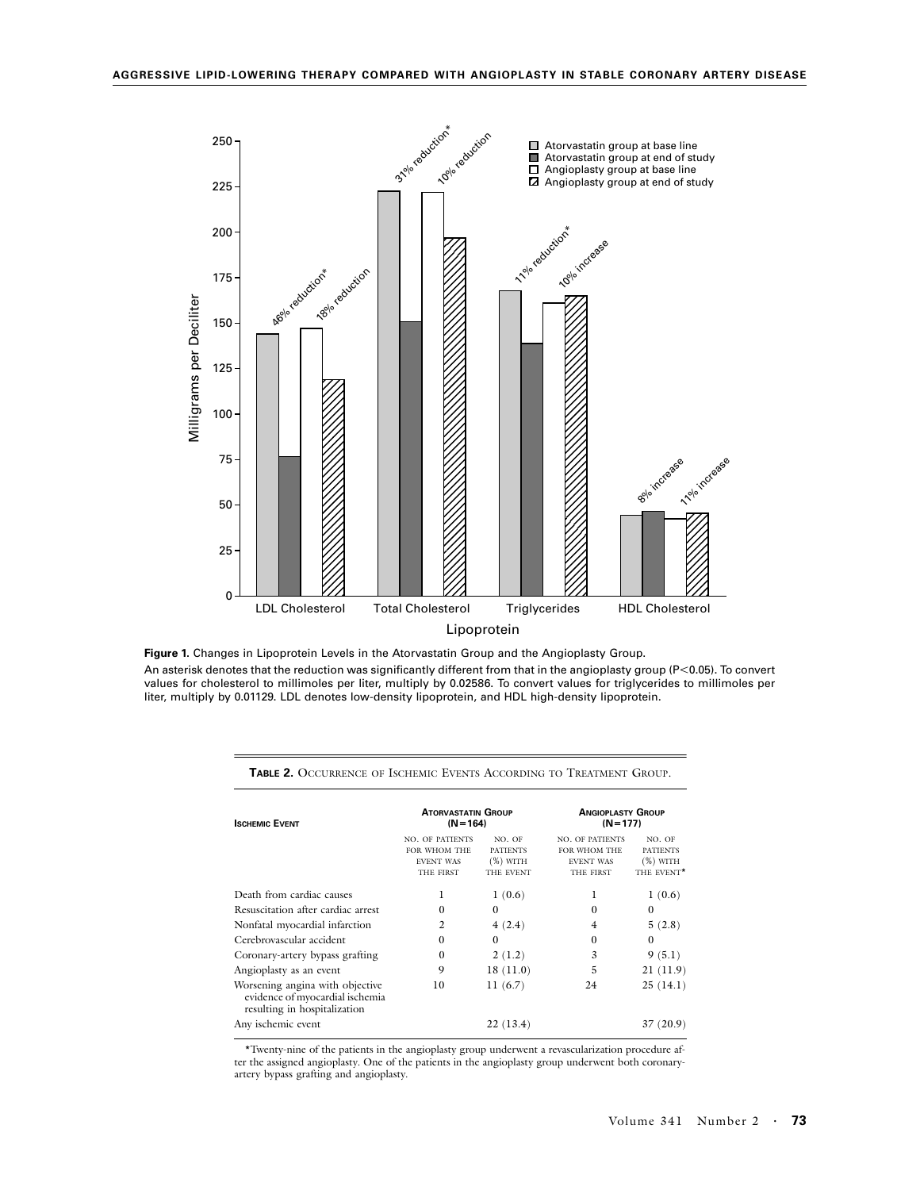**Figure 1.** Changes in Lipoprotein Levels in the Atorvastatin Group and the Angioplasty Group.

An asterisk denotes that the reduction was significantly different from that in the angioplasty group ($P<0.05$). To convert values for cholesterol to millimoles per liter, multiply by 0.02586. To convert values for triglycerides to millimoles per liter, multiply by 0.01129. LDL denotes low-density lipoprotein, and HDL high-density lipoprotein.

**Table 2.** Occurrence of Ischemic Events According to Treatment Group.

| Ischemic Event | Atorvastatin Group (N=164) | | Angioplasty Group (N=177) | |
|---|---|---|---|---|
| | No. of patients for whom the event was the first | No. of patients (%) with the event | No. of patients for whom the event was the first | No. of patients (%) with the event* |
| Death from cardiac causes | 1 | 1 (0.6) | 1 | 1 (0.6) |
| Resuscitation after cardiac arrest | 0 | 0 | 0 | 0 |
| Nonfatal myocardial infarction | 2 | 4 (2.4) | 4 | 5 (2.8) |
| Cerebrovascular accident | 0 | 0 | 0 | 0 |
| Coronary-artery bypass grafting | 0 | 2 (1.2) | 3 | 9 (5.1) |
| Angioplasty as an event | 9 | 18 (11.0) | 5 | 21 (11.9) |
| Worsening angina with objective evidence of myocardial ischemia resulting in hospitalization | 10 | 11 (6.7) | 24 | 25 (14.1) |
| Any ischemic event | | 22 (13.4) | | 37 (20.9) |

*Twenty-nine of the patients in the angioplasty group underwent a revascularization procedure after the assigned angioplasty. One of the patients in the angioplasty group underwent both coronary-artery bypass grafting and angioplasty.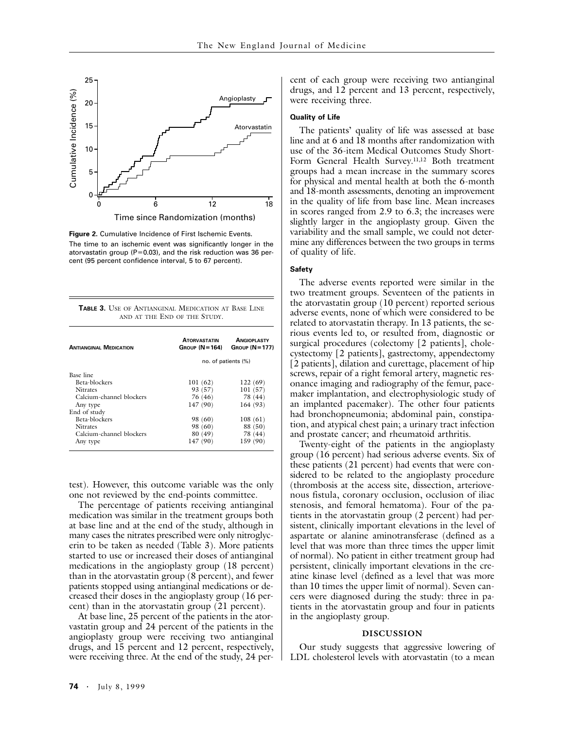Figure 2. Cumulative Incidence of First Ischemic Events.
The time to an ischemic event was significantly longer in the atorvastatin group (P=0.03), and the risk reduction was 36 percent (95 percent confidence interval, 5 to 67 percent).

**Table 3.** Use of Antianginal Medication at Base Line and at the End of the Study.

| Antianginal Medication | Atorvastatin Group (N=164) | Angioplasty Group (N=177) |
|---|---|---|
| | no. of patients (%) | |
| Base line | | |
| Beta-blockers | 101 (62) | 122 (69) |
| Nitrates | 93 (57) | 101 (57) |
| Calcium-channel blockers | 76 (46) | 78 (44) |
| Any type | 147 (90) | 164 (93) |
| End of study | | |
| Beta-blockers | 98 (60) | 108 (61) |
| Nitrates | 98 (60) | 88 (50) |
| Calcium-channel blockers | 80 (49) | 78 (44) |
| Any type | 147 (90) | 159 (90) |

test). However, this outcome variable was the only one not reviewed by the end-points committee.

The percentage of patients receiving antianginal medication was similar in the treatment groups both at base line and at the end of the study, although in many cases the nitrates prescribed were only nitroglycerin to be taken as needed (Table 3). More patients started to use or increased their doses of antianginal medications in the angioplasty group (18 percent) than in the atorvastatin group (8 percent), and fewer patients stopped using antianginal medications or decreased their doses in the angioplasty group (16 percent) than in the atorvastatin group (21 percent).

At base line, 25 percent of the patients in the atorvastatin group and 24 percent of the patients in the angioplasty group were receiving two antianginal drugs, and 15 percent and 12 percent, respectively, were receiving three. At the end of the study, 24 percent of each group were receiving two antianginal drugs, and 12 percent and 13 percent, respectively, were receiving three.

### Quality of Life

The patients' quality of life was assessed at base line and at 6 and 18 months after randomization with use of the 36-item Medical Outcomes Study Short-Form General Health Survey.[11,12] Both treatment groups had a mean increase in the summary scores for physical and mental health at both the 6-month and 18-month assessments, denoting an improvement in the quality of life from base line. Mean increases in scores ranged from 2.9 to 6.3; the increases were slightly larger in the angioplasty group. Given the variability and the small sample, we could not determine any differences between the two groups in terms of quality of life.

### Safety

The adverse events reported were similar in the two treatment groups. Seventeen of the patients in the atorvastatin group (10 percent) reported serious adverse events, none of which were considered to be related to atorvastatin therapy. In 13 patients, the serious events led to, or resulted from, diagnostic or surgical procedures (colectomy [2 patients], cholecystectomy [2 patients], gastrectomy, appendectomy [2 patients], dilation and curettage, placement of hip screws, repair of a right femoral artery, magnetic resonance imaging and radiography of the femur, pacemaker implantation, and electrophysiologic study of an implanted pacemaker). The other four patients had bronchopneumonia; abdominal pain, constipation, and atypical chest pain; a urinary tract infection and prostate cancer; and rheumatoid arthritis.

Twenty-eight of the patients in the angioplasty group (16 percent) had serious adverse events. Six of these patients (21 percent) had events that were considered to be related to the angioplasty procedure (thrombosis at the access site, dissection, arteriovenous fistula, coronary occlusion, occlusion of iliac stenosis, and femoral hematoma). Four of the patients in the atorvastatin group (2 percent) had persistent, clinically important elevations in the level of aspartate or alanine aminotransferase (defined as a level that was more than three times the upper limit of normal). No patient in either treatment group had persistent, clinically important elevations in the creatine kinase level (defined as a level that was more than 10 times the upper limit of normal). Seven cancers were diagnosed during the study: three in patients in the atorvastatin group and four in patients in the angioplasty group.

## DISCUSSION

Our study suggests that aggressive lowering of LDL cholesterol levels with atorvastatin (to a mean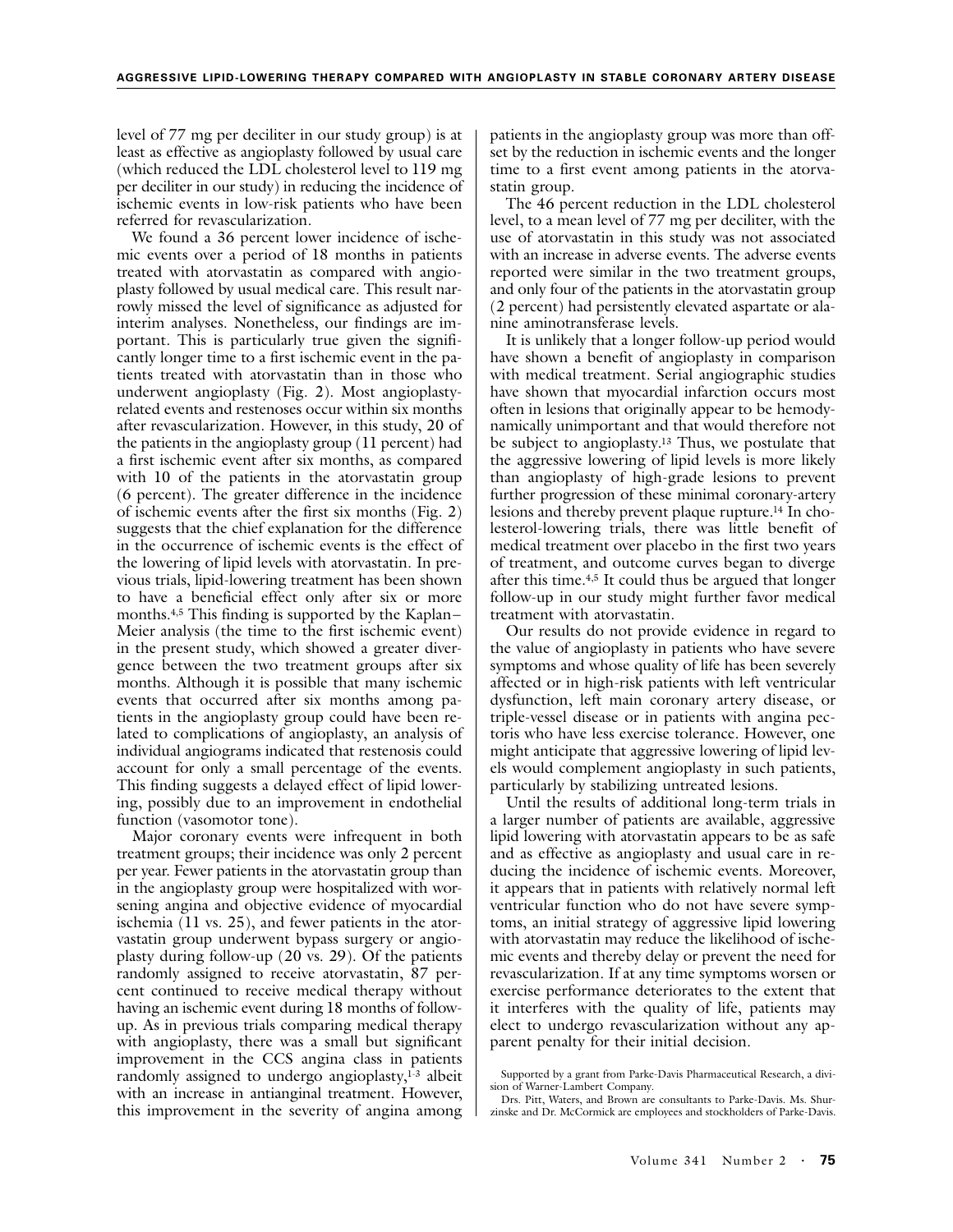level of 77 mg per deciliter in our study group) is at least as effective as angioplasty followed by usual care (which reduced the LDL cholesterol level to 119 mg per deciliter in our study) in reducing the incidence of ischemic events in low-risk patients who have been referred for revascularization.

We found a 36 percent lower incidence of ischemic events over a period of 18 months in patients treated with atorvastatin as compared with angioplasty followed by usual medical care. This result narrowly missed the level of significance as adjusted for interim analyses. Nonetheless, our findings are important. This is particularly true given the significantly longer time to a first ischemic event in the patients treated with atorvastatin than in those who underwent angioplasty (Fig. 2). Most angioplasty-related events and restenoses occur within six months after revascularization. However, in this study, 20 of the patients in the angioplasty group (11 percent) had a first ischemic event after six months, as compared with 10 of the patients in the atorvastatin group (6 percent). The greater difference in the incidence of ischemic events after the first six months (Fig. 2) suggests that the chief explanation for the difference in the occurrence of ischemic events is the effect of the lowering of lipid levels with atorvastatin. In previous trials, lipid-lowering treatment has been shown to have a beneficial effect only after six or more months.[4,5] This finding is supported by the Kaplan–Meier analysis (the time to the first ischemic event) in the present study, which showed a greater divergence between the two treatment groups after six months. Although it is possible that many ischemic events that occurred after six months among patients in the angioplasty group could have been related to complications of angioplasty, an analysis of individual angiograms indicated that restenosis could account for only a small percentage of the events. This finding suggests a delayed effect of lipid lowering, possibly due to an improvement in endothelial function (vasomotor tone).

Major coronary events were infrequent in both treatment groups; their incidence was only 2 percent per year. Fewer patients in the atorvastatin group than in the angioplasty group were hospitalized with worsening angina and objective evidence of myocardial ischemia (11 vs. 25), and fewer patients in the atorvastatin group underwent bypass surgery or angioplasty during follow-up (20 vs. 29). Of the patients randomly assigned to receive atorvastatin, 87 percent continued to receive medical therapy without having an ischemic event during 18 months of follow-up. As in previous trials comparing medical therapy with angioplasty, there was a small but significant improvement in the CCS angina class in patients randomly assigned to undergo angioplasty,[1-3] albeit with an increase in antianginal treatment. However, this improvement in the severity of angina among patients in the angioplasty group was more than offset by the reduction in ischemic events and the longer time to a first event among patients in the atorvastatin group.

The 46 percent reduction in the LDL cholesterol level, to a mean level of 77 mg per deciliter, with the use of atorvastatin in this study was not associated with an increase in adverse events. The adverse events reported were similar in the two treatment groups, and only four of the patients in the atorvastatin group (2 percent) had persistently elevated aspartate or alanine aminotransferase levels.

It is unlikely that a longer follow-up period would have shown a benefit of angioplasty in comparison with medical treatment. Serial angiographic studies have shown that myocardial infarction occurs most often in lesions that originally appear to be hemodynamically unimportant and that would therefore not be subject to angioplasty.[13] Thus, we postulate that the aggressive lowering of lipid levels is more likely than angioplasty of high-grade lesions to prevent further progression of these minimal coronary-artery lesions and thereby prevent plaque rupture.[14] In cholesterol-lowering trials, there was little benefit of medical treatment over placebo in the first two years of treatment, and outcome curves began to diverge after this time.[4,5] It could thus be argued that longer follow-up in our study might further favor medical treatment with atorvastatin.

Our results do not provide evidence in regard to the value of angioplasty in patients who have severe symptoms and whose quality of life has been severely affected or in high-risk patients with left ventricular dysfunction, left main coronary artery disease, or triple-vessel disease or in patients with angina pectoris who have less exercise tolerance. However, one might anticipate that aggressive lowering of lipid levels would complement angioplasty in such patients, particularly by stabilizing untreated lesions.

Until the results of additional long-term trials in a larger number of patients are available, aggressive lipid lowering with atorvastatin appears to be as safe and as effective as angioplasty and usual care in reducing the incidence of ischemic events. Moreover, it appears that in patients with relatively normal left ventricular function who do not have severe symptoms, an initial strategy of aggressive lipid lowering with atorvastatin may reduce the likelihood of ischemic events and thereby delay or prevent the need for revascularization. If at any time symptoms worsen or exercise performance deteriorates to the extent that it interferes with the quality of life, patients may elect to undergo revascularization without any apparent penalty for their initial decision.

Supported by a grant from Parke-Davis Pharmaceutical Research, a division of Warner-Lambert Company.

Drs. Pitt, Waters, and Brown are consultants to Parke-Davis. Ms. Shurzinske and Dr. McCormick are employees and stockholders of Parke-Davis.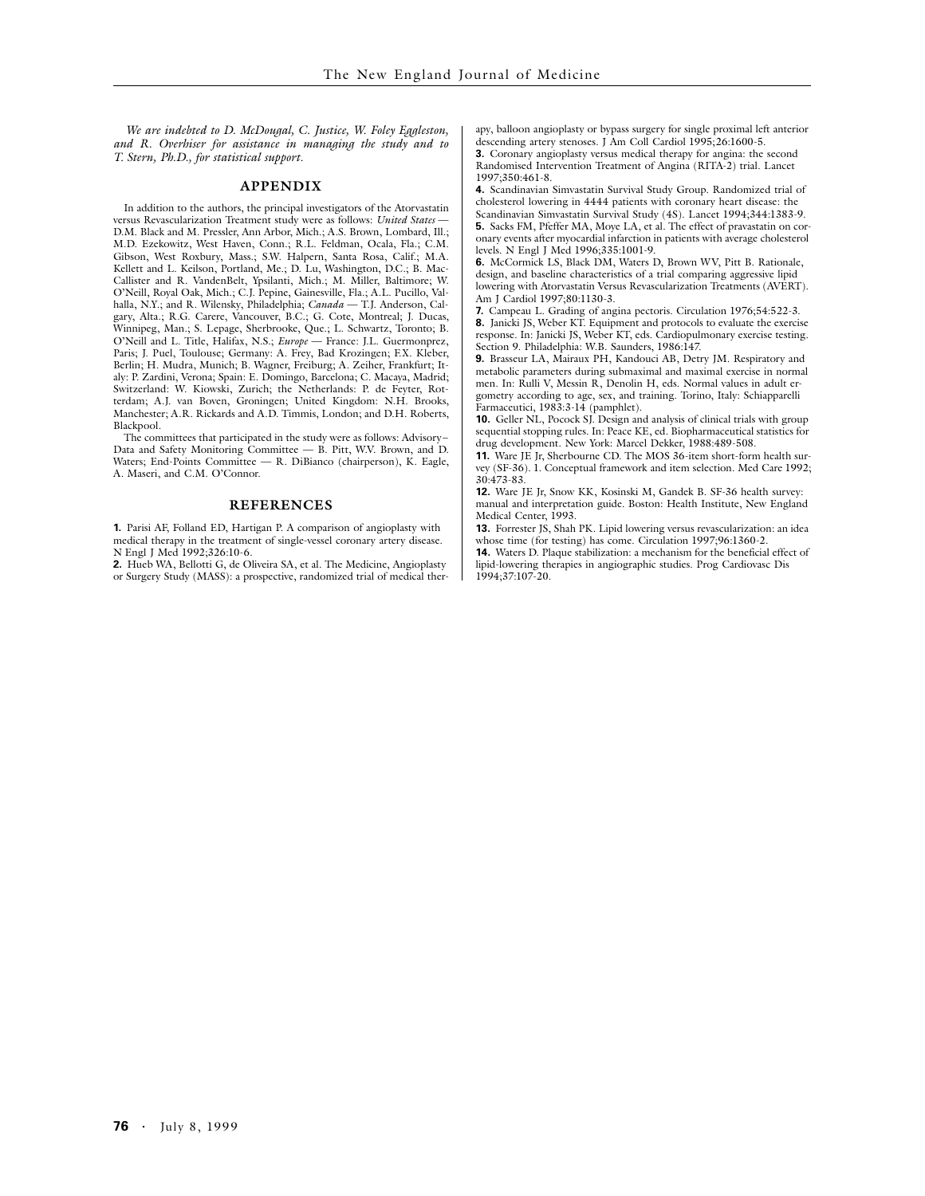*We are indebted to D. McDougal, C. Justice, W. Foley Eggleston, and R. Overhiser for assistance in managing the study and to T. Stern, Ph.D., for statistical support.*

## APPENDIX

In addition to the authors, the principal investigators of the Atorvastatin versus Revascularization Treatment study were as follows: *United States* — D.M. Black and M. Pressler, Ann Arbor, Mich.; A.S. Brown, Lombard, Ill.; M.D. Ezekowitz, West Haven, Conn.; R.L. Feldman, Ocala, Fla.; C.M. Gibson, West Roxbury, Mass.; S.W. Halpern, Santa Rosa, Calif.; M.A. Kellett and L. Keilson, Portland, Me.; D. Lu, Washington, D.C.; B. MacCallister and R. VandenBelt, Ypsilanti, Mich.; M. Miller, Baltimore; W. O'Neill, Royal Oak, Mich.; C.J. Pepine, Gainesville, Fla.; A.L. Pucillo, Valhalla, N.Y.; and R. Wilensky, Philadelphia; *Canada* — T.J. Anderson, Calgary, Alta.; R.G. Carere, Vancouver, B.C.; G. Cote, Montreal; J. Ducas, Winnipeg, Man.; S. Lepage, Sherbrooke, Que.; L. Schwartz, Toronto; B. O'Neill and L. Title, Halifax, N.S.; *Europe* — France: J.L. Guermonprez, Paris; J. Puel, Toulouse; Germany: A. Frey, Bad Krozingen; F.X. Kleber, Berlin; H. Mudra, Munich; B. Wagner, Freiburg; A. Zeiher, Frankfurt; Italy: P. Zardini, Verona; Spain: E. Domingo, Barcelona; C. Macaya, Madrid; Switzerland: W. Kiowski, Zurich; the Netherlands: P. de Feyter, Rotterdam; A.J. van Boven, Groningen; United Kingdom: N.H. Brooks, Manchester; A.R. Rickards and A.D. Timmis, London; and D.H. Roberts, Blackpool.

The committees that participated in the study were as follows: Advisory–Data and Safety Monitoring Committee — B. Pitt, W.V. Brown, and D. Waters; End-Points Committee — R. DiBianco (chairperson), K. Eagle, A. Maseri, and C.M. O'Connor.

## REFERENCES

**1.** Parisi AF, Folland ED, Hartigan P. A comparison of angioplasty with medical therapy in the treatment of single-vessel coronary artery disease. N Engl J Med 1992;326:10-6.

**2.** Hueb WA, Bellotti G, de Oliveira SA, et al. The Medicine, Angioplasty or Surgery Study (MASS): a prospective, randomized trial of medical therapy, balloon angioplasty or bypass surgery for single proximal left anterior descending artery stenoses. J Am Coll Cardiol 1995;26:1600-5.

**3.** Coronary angioplasty versus medical therapy for angina: the second Randomised Intervention Treatment of Angina (RITA-2) trial. Lancet 1997;350:461-8.

**4.** Scandinavian Simvastatin Survival Study Group. Randomized trial of cholesterol lowering in 4444 patients with coronary heart disease: the Scandinavian Simvastatin Survival Study (4S). Lancet 1994;344:1383-9.

**5.** Sacks FM, Pfeffer MA, Moye LA, et al. The effect of pravastatin on coronary events after myocardial infarction in patients with average cholesterol levels. N Engl J Med 1996;335:1001-9.

**6.** McCormick LS, Black DM, Waters D, Brown WV, Pitt B. Rationale, design, and baseline characteristics of a trial comparing aggressive lipid lowering with Atorvastatin Versus Revascularization Treatments (AVERT). Am J Cardiol 1997;80:1130-3.

**7.** Campeau L. Grading of angina pectoris. Circulation 1976;54:522-3.

**8.** Janicki JS, Weber KT. Equipment and protocols to evaluate the exercise response. In: Janicki JS, Weber KT, eds. Cardiopulmonary exercise testing. Section 9. Philadelphia: W.B. Saunders, 1986:147.

**9.** Brasseur LA, Mairaux PH, Kandouci AB, Detry JM. Respiratory and metabolic parameters during submaximal and maximal exercise in normal men. In: Rulli V, Messin R, Denolin H, eds. Normal values in adult ergometry according to age, sex, and training. Torino, Italy: Schiapparelli Farmaceutici, 1983:3-14 (pamphlet).

**10.** Geller NL, Pocock SJ. Design and analysis of clinical trials with group sequential stopping rules. In: Peace KE, ed. Biopharmaceutical statistics for drug development. New York: Marcel Dekker, 1988:489-508.

**11.** Ware JE Jr, Sherbourne CD. The MOS 36-item short-form health survey (SF-36). 1. Conceptual framework and item selection. Med Care 1992; 30:473-83.

**12.** Ware JE Jr, Snow KK, Kosinski M, Gandek B. SF-36 health survey: manual and interpretation guide. Boston: Health Institute, New England Medical Center, 1993.

**13.** Forrester JS, Shah PK. Lipid lowering versus revascularization: an idea whose time (for testing) has come. Circulation 1997;96:1360-2.

**14.** Waters D. Plaque stabilization: a mechanism for the beneficial effect of lipid-lowering therapies in angiographic studies. Prog Cardiovasc Dis 1994;37:107-20.